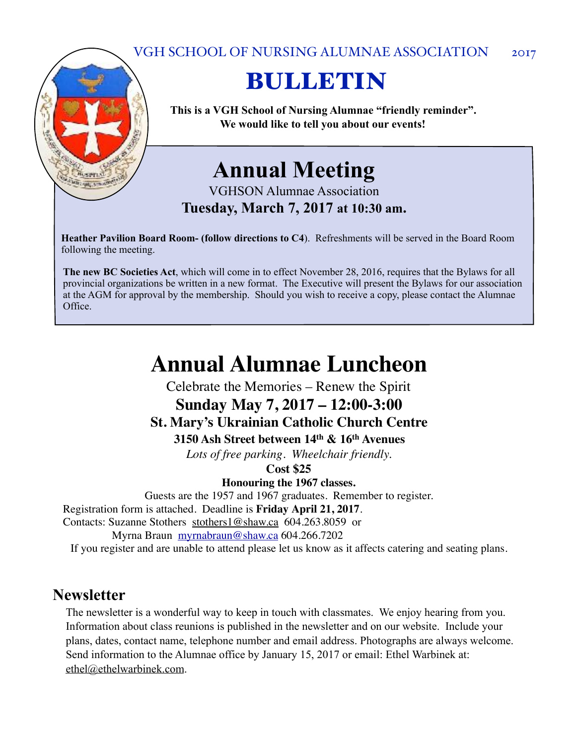VGH SCHOOL OF NURSING ALUMNAE ASSOCIATION 2017

# BULLETIN

**This is a VGH School of Nursing Alumnae "friendly reminder". We would like to tell you about our events!**

## Annual Meeting

VGHSON Alumnae Association

**Tuesday, March 7, 2017 at 10:30 am.**

**Heather Pavilion Board Room- (follow directions to C4)**. Refreshments will be served in the Board Room following the meeting.

**The new BC Societies Act**, which will come in to effect November 28, 2016, requires that the Bylaws for all provincial organizations be written in a new format. The Executive will present the Bylaws for our association at the AGM for approval by the membership. Should you wish to receive a copy, please contact the Alumnae Office.

## Annual Alumnae Luncheon

Celebrate the Memories – Renew the Spirit

**Sunday May 7, 2017 – 12:00-3:00**

**St. Mary's Ukrainian Catholic Church Centre**

**3150 Ash Street between 14th & 16th Avenues**

*Lots of free parking. Wheelchair friendly.*

**Cost $25**

**Honouring the 1967 classes.**

Guests are the 1957 and 1967 graduates. Remember to register.

Registration form is attached. Deadline is **Friday April 21, 2017**.

Contacts: Suzanne Stothers stothers1@shaw.ca 604.263.8059 or
Myrna Braun myrnabraun@shaw.ca 604.266.7202

If you register and are unable to attend please let us know as it affects catering and seating plans.

## Newsletter

The newsletter is a wonderful way to keep in touch with classmates. We enjoy hearing from you. Information about class reunions is published in the newsletter and on our website. Include your plans, dates, contact name, telephone number and email address. Photographs are always welcome. Send information to the Alumnae office by January 15, 2017 or email: Ethel Warbinek at: ethel@ethelwarbinek.com.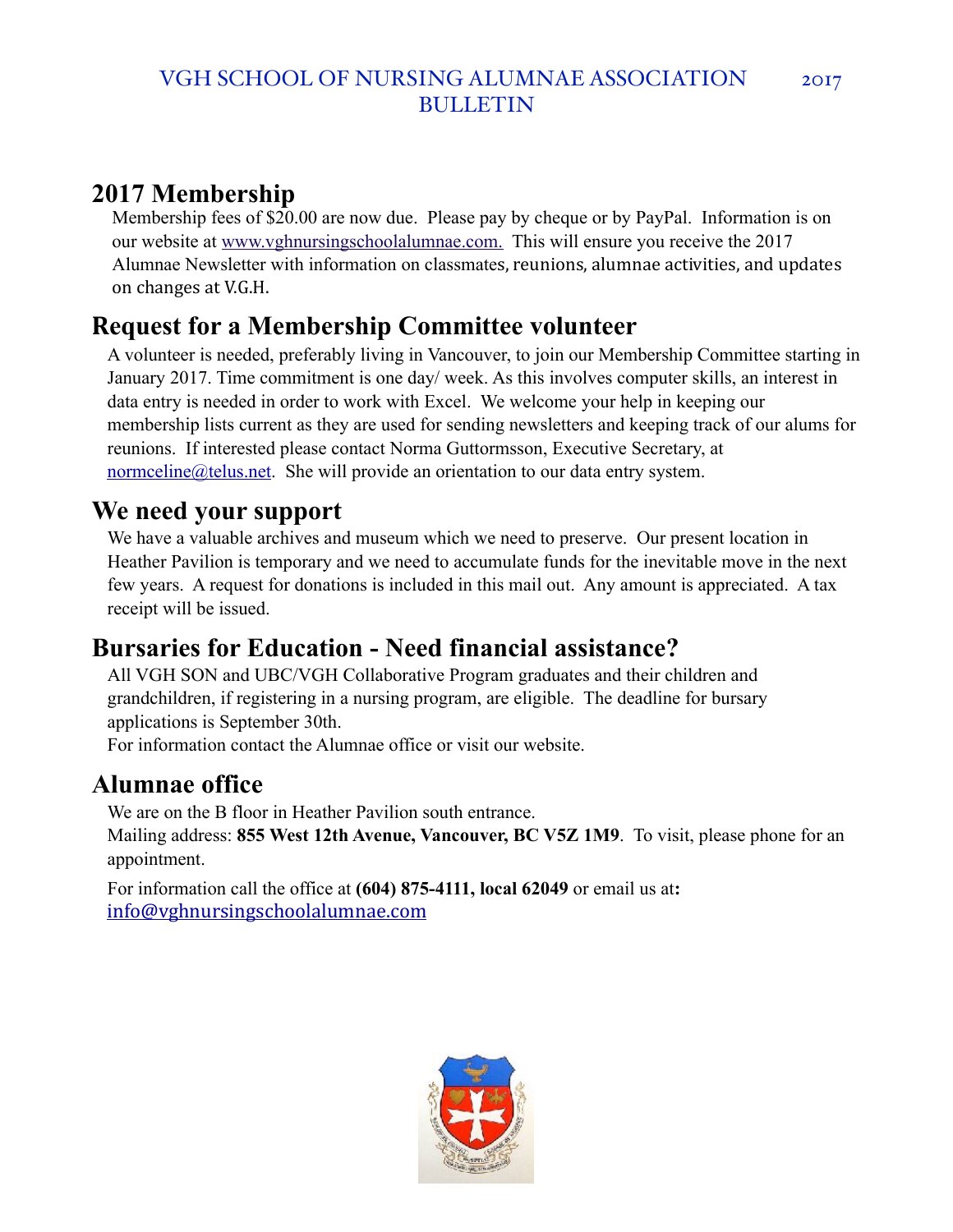## 2017 Membership

Membership fees of $20.00 are now due. Please pay by cheque or by PayPal. Information is on our website at www.vghnursingschoolalumnae.com. This will ensure you receive the 2017 Alumnae Newsletter with information on classmates, reunions, alumnae activities, and updates on changes at V.G.H.

## Request for a Membership Committee volunteer

A volunteer is needed, preferably living in Vancouver, to join our Membership Committee starting in January 2017. Time commitment is one day/ week. As this involves computer skills, an interest in data entry is needed in order to work with Excel. We welcome your help in keeping our membership lists current as they are used for sending newsletters and keeping track of our alums for reunions. If interested please contact Norma Guttormsson, Executive Secretary, at normceline@telus.net. She will provide an orientation to our data entry system.

## We need your support

We have a valuable archives and museum which we need to preserve. Our present location in Heather Pavilion is temporary and we need to accumulate funds for the inevitable move in the next few years. A request for donations is included in this mail out. Any amount is appreciated. A tax receipt will be issued.

## Bursaries for Education - Need financial assistance?

All VGH SON and UBC/VGH Collaborative Program graduates and their children and grandchildren, if registering in a nursing program, are eligible. The deadline for bursary applications is September 30th.

For information contact the Alumnae office or visit our website.

## Alumnae office

We are on the B floor in Heather Pavilion south entrance.

Mailing address: **855 West 12th Avenue, Vancouver, BC V5Z 1M9**. To visit, please phone for an appointment.

For information call the office at **(604) 875-4111, local 62049** or email us at**:** info@vghnursingschoolalumnae.com